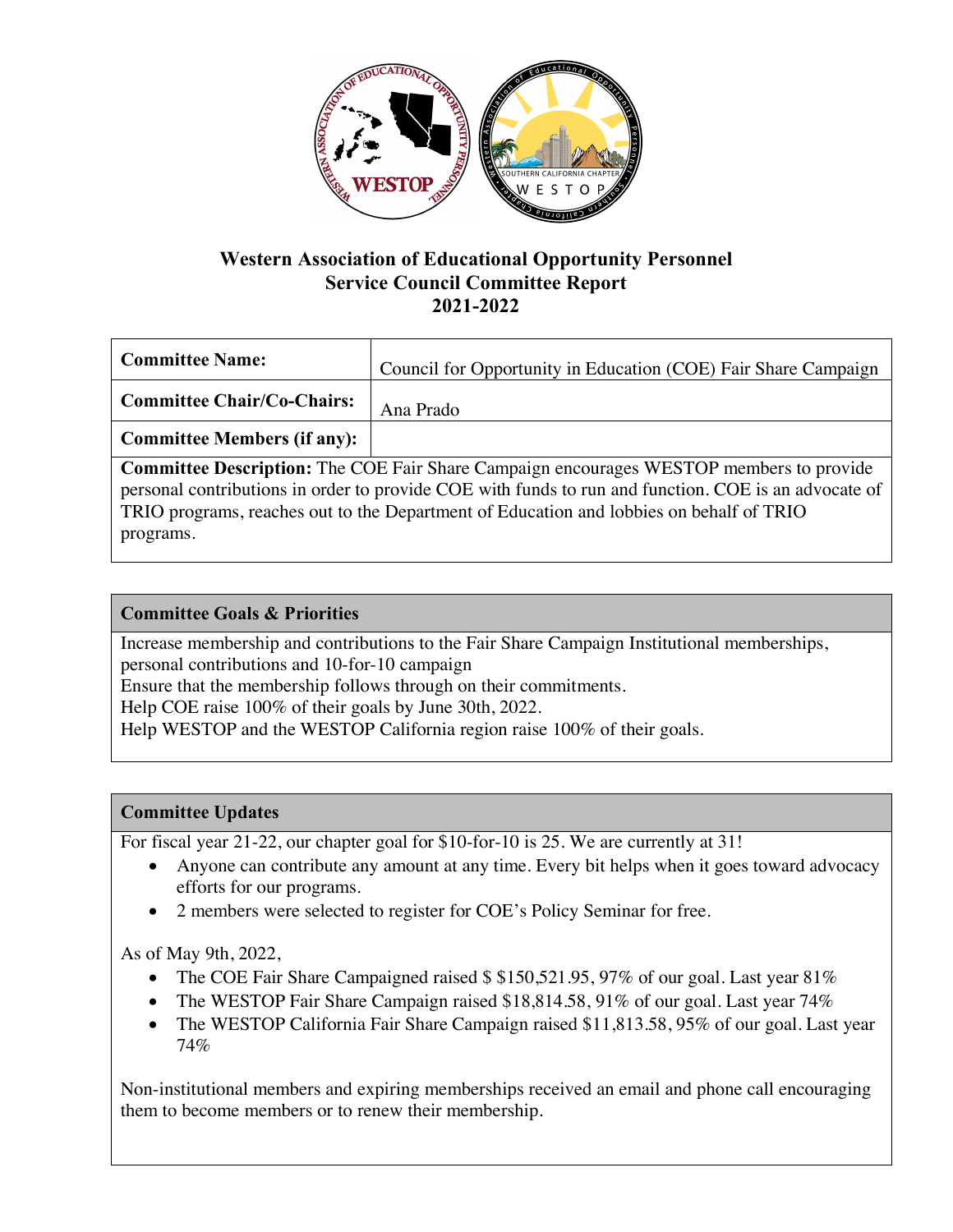# Western Association of Educational Opportunity Personnel
## Service Council Committee Report
## 2021-2022

| | |
|---|---|
| **Committee Name:** | Council for Opportunity in Education (COE) Fair Share Campaign |
| **Committee Chair/Co-Chairs:** | Ana Prado |
| **Committee Members (if any):** | |

**Committee Description:** The COE Fair Share Campaign encourages WESTOP members to provide personal contributions in order to provide COE with funds to run and function. COE is an advocate of TRIO programs, reaches out to the Department of Education and lobbies on behalf of TRIO programs.

### Committee Goals & Priorities

Increase membership and contributions to the Fair Share Campaign Institutional memberships, personal contributions and 10-for-10 campaign
Ensure that the membership follows through on their commitments.
Help COE raise 100% of their goals by June 30th, 2022.
Help WESTOP and the WESTOP California region raise 100% of their goals.

### Committee Updates

For fiscal year 21-22, our chapter goal for $10-for-10 is 25. We are currently at 31!

- Anyone can contribute any amount at any time. Every bit helps when it goes toward advocacy efforts for our programs.
- 2 members were selected to register for COE's Policy Seminar for free.

As of May 9th, 2022,

- The COE Fair Share Campaigned raised $ $150,521.95, 97% of our goal. Last year 81%
- The WESTOP Fair Share Campaign raised $18,814.58, 91% of our goal. Last year 74%
- The WESTOP California Fair Share Campaign raised $11,813.58, 95% of our goal. Last year 74%

Non-institutional members and expiring memberships received an email and phone call encouraging them to become members or to renew their membership.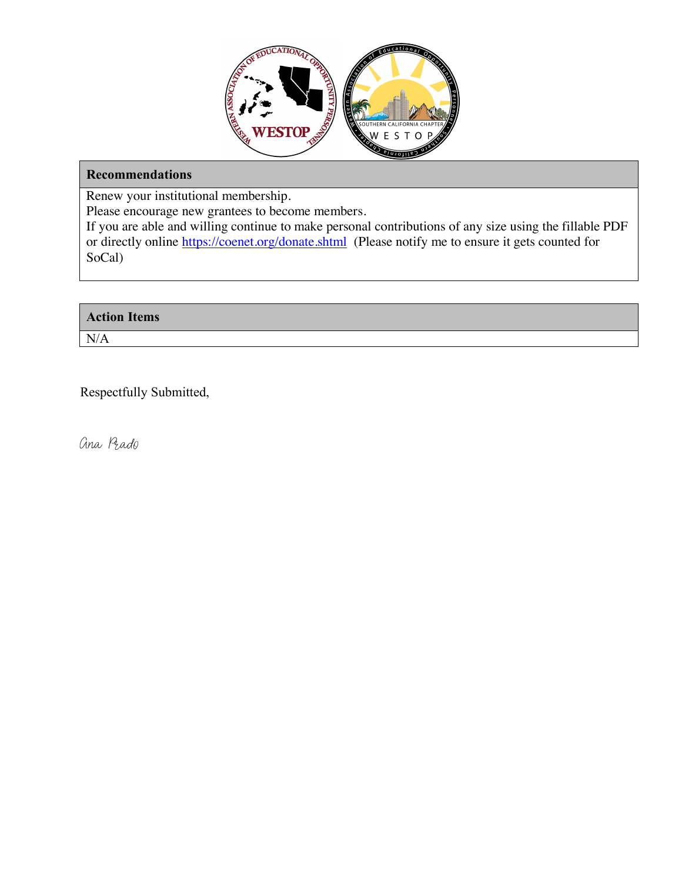## Recommendations

Renew your institutional membership.
Please encourage new grantees to become members.
If you are able and willing continue to make personal contributions of any size using the fillable PDF or directly online https://coenet.org/donate.shtml (Please notify me to ensure it gets counted for SoCal)

## Action Items

N/A

Respectfully Submitted,

Ana Prado